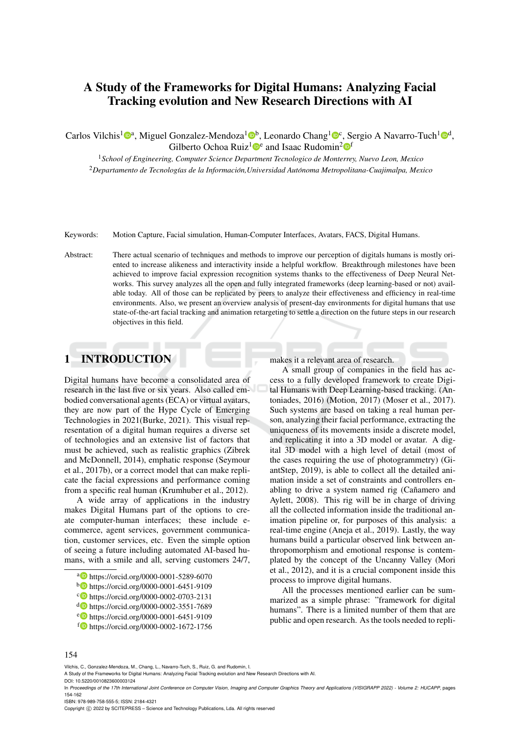# A Study of the Frameworks for Digital Humans: Analyzing Facial Tracking evolution and New Research Directions with AI

Carlos Vilchis[1,a], Miguel Gonzalez-Mendoza[1,b], Leonardo Chang[1,c], Sergio A Navarro-Tuch[1,d], Gilberto Ochoa Ruiz[1,e] and Isaac Rudomin[2,f]

[1] *School of Engineering, Computer Science Department Tecnologico de Monterrey, Nuevo Leon, Mexico*

[2] *Departamento de Tecnologías de la Información,Universidad Autónoma Metropolitana-Cuajimalpa, Mexico*

Keywords: Motion Capture, Facial simulation, Human-Computer Interfaces, Avatars, FACS, Digital Humans.

Abstract: There actual scenario of techniques and methods to improve our perception of digitals humans is mostly oriented to increase alikeness and interactivity inside a helpful workflow. Breakthrough milestones have been achieved to improve facial expression recognition systems thanks to the effectiveness of Deep Neural Networks. This survey analyzes all the open and fully integrated frameworks (deep learning-based or not) available today. All of those can be replicated by peers to analyze their effectiveness and efficiency in real-time environments. Also, we present an overview analysis of present-day environments for digital humans that use state-of-the-art facial tracking and animation retargeting to settle a direction on the future steps in our research objectives in this field.

## 1 INTRODUCTION

Digital humans have become a consolidated area of research in the last five or six years. Also called embodied conversational agents (ECA) or virtual avatars, they are now part of the Hype Cycle of Emerging Technologies in 2021(Burke, 2021). This visual representation of a digital human requires a diverse set of technologies and an extensive list of factors that must be achieved, such as realistic graphics (Zibrek and McDonnell, 2014), emphatic response (Seymour et al., 2017b), or a correct model that can make replicate the facial expressions and performance coming from a specific real human (Krumhuber et al., 2012).

A wide array of applications in the industry makes Digital Humans part of the options to create computer-human interfaces; these include e-commerce, agent services, government communication, customer services, etc. Even the simple option of seeing a future including automated AI-based humans, with a smile and all, serving customers 24/7, makes it a relevant area of research.

A small group of companies in the field has access to a fully developed framework to create Digital Humans with Deep Learning-based tracking. (Antoniades, 2016) (Motion, 2017) (Moser et al., 2017). Such systems are based on taking a real human person, analyzing their facial performance, extracting the uniqueness of its movements inside a discrete model, and replicating it into a 3D model or avatar. A digital 3D model with a high level of detail (most of the cases requiring the use of photogrammetry) (GiantStep, 2019), is able to collect all the detailed animation inside a set of constraints and controllers enabling to drive a system named rig (Cañamero and Aylett, 2008). This rig will be in charge of driving all the collected information inside the traditional animation pipeline or, for purposes of this analysis: a real-time engine (Aneja et al., 2019). Lastly, the way humans build a particular observed link between anthropomorphism and emotional response is contemplated by the concept of the Uncanny Valley (Mori et al., 2012), and it is a crucial component inside this process to improve digital humans.

All the processes mentioned earlier can be summarized as a simple phrase: "framework for digital humans". There is a limited number of them that are public and open research. As the tools needed to repli-

[a] https://orcid.org/0000-0001-5289-6070
[b] https://orcid.org/0000-0001-6451-9109
[c] https://orcid.org/0000-0002-0703-2131
[d] https://orcid.org/0000-0002-3551-7689
[e] https://orcid.org/0000-0001-6451-9109
[f] https://orcid.org/0000-0002-1672-1756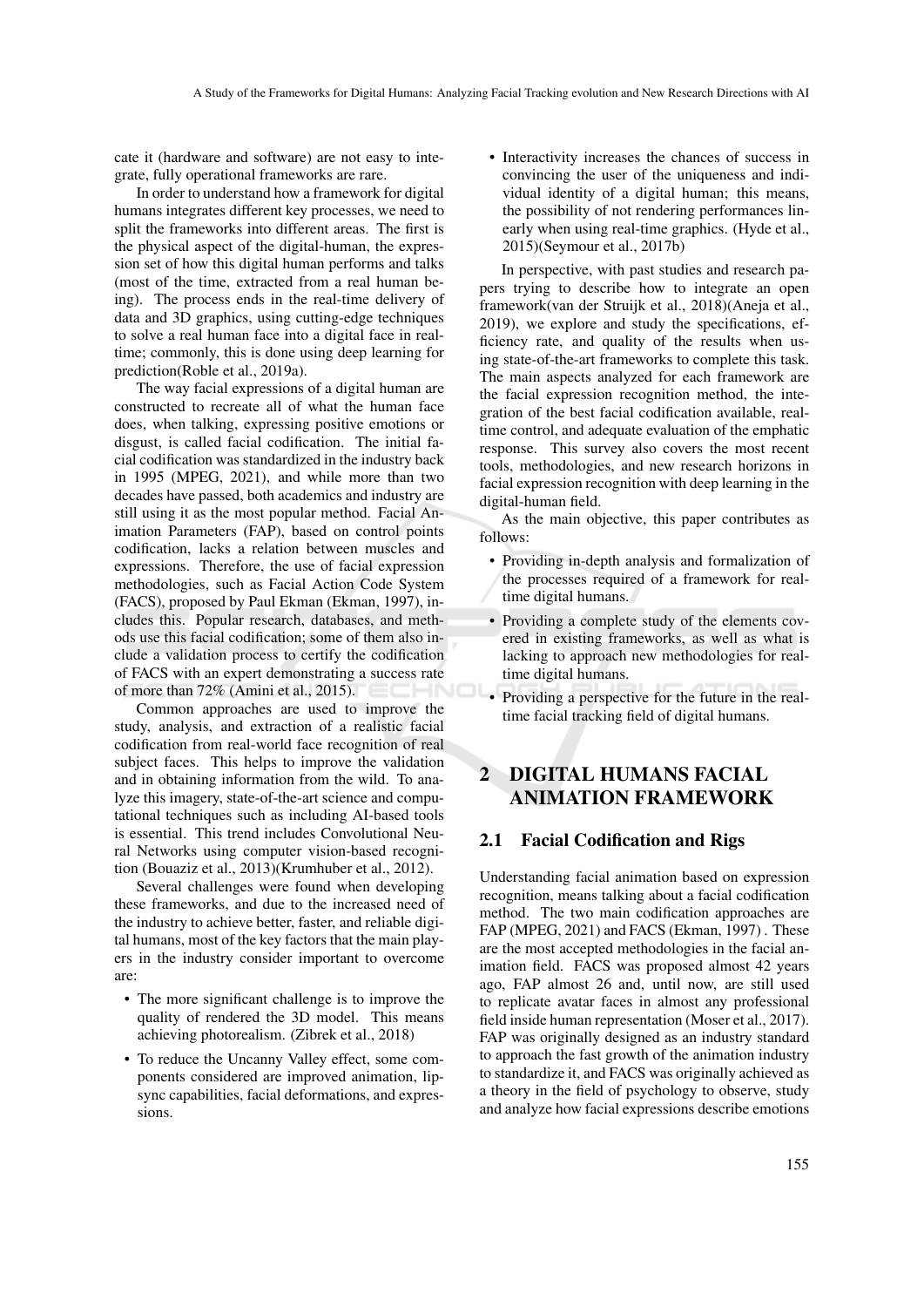cate it (hardware and software) are not easy to integrate, fully operational frameworks are rare.

In order to understand how a framework for digital humans integrates different key processes, we need to split the frameworks into different areas. The first is the physical aspect of the digital-human, the expression set of how this digital human performs and talks (most of the time, extracted from a real human being). The process ends in the real-time delivery of data and 3D graphics, using cutting-edge techniques to solve a real human face into a digital face in real-time; commonly, this is done using deep learning for prediction(Roble et al., 2019a).

The way facial expressions of a digital human are constructed to recreate all of what the human face does, when talking, expressing positive emotions or disgust, is called facial codification. The initial facial codification was standardized in the industry back in 1995 (MPEG, 2021), and while more than two decades have passed, both academics and industry are still using it as the most popular method. Facial Animation Parameters (FAP), based on control points codification, lacks a relation between muscles and expressions. Therefore, the use of facial expression methodologies, such as Facial Action Code System (FACS), proposed by Paul Ekman (Ekman, 1997), includes this. Popular research, databases, and methods use this facial codification; some of them also include a validation process to certify the codification of FACS with an expert demonstrating a success rate of more than 72% (Amini et al., 2015).

Common approaches are used to improve the study, analysis, and extraction of a realistic facial codification from real-world face recognition of real subject faces. This helps to improve the validation and in obtaining information from the wild. To analyze this imagery, state-of-the-art science and computational techniques such as including AI-based tools is essential. This trend includes Convolutional Neural Networks using computer vision-based recognition (Bouaziz et al., 2013)(Krumhuber et al., 2012).

Several challenges were found when developing these frameworks, and due to the increased need of the industry to achieve better, faster, and reliable digital humans, most of the key factors that the main players in the industry consider important to overcome are:

- The more significant challenge is to improve the quality of rendered the 3D model. This means achieving photorealism. (Zibrek et al., 2018)
- To reduce the Uncanny Valley effect, some components considered are improved animation, lipsync capabilities, facial deformations, and expressions.
- Interactivity increases the chances of success in convincing the user of the uniqueness and individual identity of a digital human; this means, the possibility of not rendering performances linearly when using real-time graphics. (Hyde et al., 2015)(Seymour et al., 2017b)

In perspective, with past studies and research papers trying to describe how to integrate an open framework(van der Struijk et al., 2018)(Aneja et al., 2019), we explore and study the specifications, efficiency rate, and quality of the results when using state-of-the-art frameworks to complete this task. The main aspects analyzed for each framework are the facial expression recognition method, the integration of the best facial codification available, real-time control, and adequate evaluation of the emphatic response. This survey also covers the most recent tools, methodologies, and new research horizons in facial expression recognition with deep learning in the digital-human field.

As the main objective, this paper contributes as follows:

- Providing in-depth analysis and formalization of the processes required of a framework for real-time digital humans.
- Providing a complete study of the elements covered in existing frameworks, as well as what is lacking to approach new methodologies for real-time digital humans.
- Providing a perspective for the future in the real-time facial tracking field of digital humans.

## 2 DIGITAL HUMANS FACIAL ANIMATION FRAMEWORK

### 2.1 Facial Codification and Rigs

Understanding facial animation based on expression recognition, means talking about a facial codification method. The two main codification approaches are FAP (MPEG, 2021) and FACS (Ekman, 1997) . These are the most accepted methodologies in the facial animation field. FACS was proposed almost 42 years ago, FAP almost 26 and, until now, are still used to replicate avatar faces in almost any professional field inside human representation (Moser et al., 2017). FAP was originally designed as an industry standard to approach the fast growth of the animation industry to standardize it, and FACS was originally achieved as a theory in the field of psychology to observe, study and analyze how facial expressions describe emotions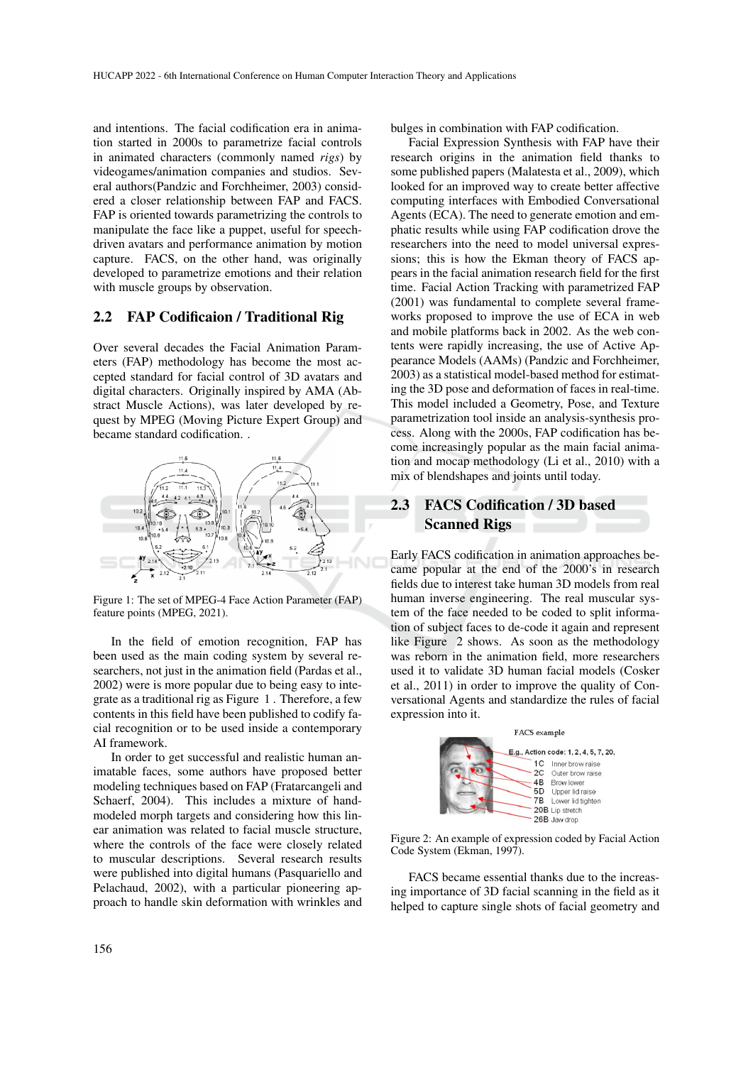and intentions. The facial codification era in animation started in 2000s to parametrize facial controls in animated characters (commonly named *rigs*) by videogames/animation companies and studios. Several authors(Pandzic and Forchheimer, 2003) considered a closer relationship between FAP and FACS. FAP is oriented towards parametrizing the controls to manipulate the face like a puppet, useful for speech-driven avatars and performance animation by motion capture. FACS, on the other hand, was originally developed to parametrize emotions and their relation with muscle groups by observation.

## 2.2 FAP Codificaion / Traditional Rig

Over several decades the Facial Animation Parameters (FAP) methodology has become the most accepted standard for facial control of 3D avatars and digital characters. Originally inspired by AMA (Abstract Muscle Actions), was later developed by request by MPEG (Moving Picture Expert Group) and became standard codification. .

Figure 1: The set of MPEG-4 Face Action Parameter (FAP) feature points (MPEG, 2021).

In the field of emotion recognition, FAP has been used as the main coding system by several researchers, not just in the animation field (Pardas et al., 2002) were is more popular due to being easy to integrate as a traditional rig as Figure 1 . Therefore, a few contents in this field have been published to codify facial recognition or to be used inside a contemporary AI framework.

In order to get successful and realistic human animatable faces, some authors have proposed better modeling techniques based on FAP (Fratarcangeli and Schaerf, 2004). This includes a mixture of hand-modeled morph targets and considering how this linear animation was related to facial muscle structure, where the controls of the face were closely related to muscular descriptions. Several research results were published into digital humans (Pasquariello and Pelachaud, 2002), with a particular pioneering approach to handle skin deformation with wrinkles and bulges in combination with FAP codification.

Facial Expression Synthesis with FAP have their research origins in the animation field thanks to some published papers (Malatesta et al., 2009), which looked for an improved way to create better affective computing interfaces with Embodied Conversational Agents (ECA). The need to generate emotion and emphatic results while using FAP codification drove the researchers into the need to model universal expressions; this is how the Ekman theory of FACS appears in the facial animation research field for the first time. Facial Action Tracking with parametrized FAP (2001) was fundamental to complete several frameworks proposed to improve the use of ECA in web and mobile platforms back in 2002. As the web contents were rapidly increasing, the use of Active Appearance Models (AAMs) (Pandzic and Forchheimer, 2003) as a statistical model-based method for estimating the 3D pose and deformation of faces in real-time. This model included a Geometry, Pose, and Texture parametrization tool inside an analysis-synthesis process. Along with the 2000s, FAP codification has become increasingly popular as the main facial animation and mocap methodology (Li et al., 2010) with a mix of blendshapes and joints until today.

## 2.3 FACS Codification / 3D based Scanned Rigs

Early FACS codification in animation approaches became popular at the end of the 2000's in research fields due to interest take human 3D models from real human inverse engineering. The real muscular system of the face needed to be coded to split information of subject faces to de-code it again and represent like Figure 2 shows. As soon as the methodology was reborn in the animation field, more researchers used it to validate 3D human facial models (Cosker et al., 2011) in order to improve the quality of Conversational Agents and standardize the rules of facial expression into it.

Figure 2: An example of expression coded by Facial Action Code System (Ekman, 1997).

FACS became essential thanks due to the increasing importance of 3D facial scanning in the field as it helped to capture single shots of facial geometry and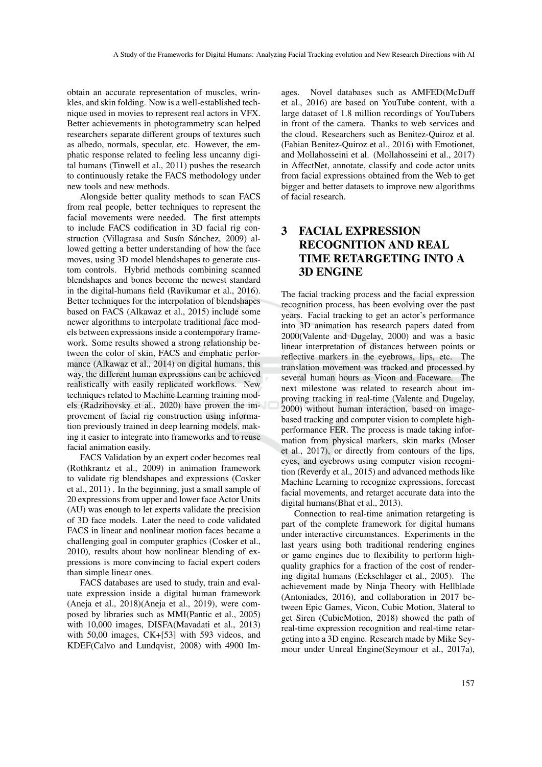obtain an accurate representation of muscles, wrinkles, and skin folding. Now is a well-established technique used in movies to represent real actors in VFX. Better achievements in photogrammetry scan helped researchers separate different groups of textures such as albedo, normals, specular, etc. However, the emphatic response related to feeling less uncanny digital humans (Tinwell et al., 2011) pushes the research to continuously retake the FACS methodology under new tools and new methods.

Alongside better quality methods to scan FACS from real people, better techniques to represent the facial movements were needed. The first attempts to include FACS codification in 3D facial rig construction (Villagrasa and Susín Sánchez, 2009) allowed getting a better understanding of how the face moves, using 3D model blendshapes to generate custom controls. Hybrid methods combining scanned blendshapes and bones become the newest standard in the digital-humans field (Ravikumar et al., 2016). Better techniques for the interpolation of blendshapes based on FACS (Alkawaz et al., 2015) include some newer algorithms to interpolate traditional face models between expressions inside a contemporary framework. Some results showed a strong relationship between the color of skin, FACS and emphatic performance (Alkawaz et al., 2014) on digital humans, this way, the different human expressions can be achieved realistically with easily replicated workflows. New techniques related to Machine Learning training models (Radzihovsky et al., 2020) have proven the improvement of facial rig construction using information previously trained in deep learning models, making it easier to integrate into frameworks and to reuse facial animation easily.

FACS Validation by an expert coder becomes real (Rothkrantz et al., 2009) in animation framework to validate rig blendshapes and expressions (Cosker et al., 2011) . In the beginning, just a small sample of 20 expressions from upper and lower face Actor Units (AU) was enough to let experts validate the precision of 3D face models. Later the need to code validated FACS in linear and nonlinear motion faces became a challenging goal in computer graphics (Cosker et al., 2010), results about how nonlinear blending of expressions is more convincing to facial expert coders than simple linear ones.

FACS databases are used to study, train and evaluate expression inside a digital human framework (Aneja et al., 2018)(Aneja et al., 2019), were composed by libraries such as MMI(Pantic et al., 2005) with 10,000 images, DISFA(Mavadati et al., 2013) with 50,00 images, CK+[53] with 593 videos, and KDEF(Calvo and Lundqvist, 2008) with 4900 Images. Novel databases such as AMFED(McDuff et al., 2016) are based on YouTube content, with a large dataset of 1.8 million recordings of YouTubers in front of the camera. Thanks to web services and the cloud. Researchers such as Benitez-Quiroz et al. (Fabian Benitez-Quiroz et al., 2016) with Emotionet, and Mollahosseini et al. (Mollahosseini et al., 2017) in AffectNet, annotate, classify and code actor units from facial expressions obtained from the Web to get bigger and better datasets to improve new algorithms of facial research.

# 3 FACIAL EXPRESSION RECOGNITION AND REAL TIME RETARGETING INTO A 3D ENGINE

The facial tracking process and the facial expression recognition process, has been evolving over the past years. Facial tracking to get an actor's performance into 3D animation has research papers dated from 2000(Valente and Dugelay, 2000) and was a basic linear interpretation of distances between points or reflective markers in the eyebrows, lips, etc. The translation movement was tracked and processed by several human hours as Vicon and Faceware. The next milestone was related to research about improving tracking in real-time (Valente and Dugelay, 2000) without human interaction, based on image-based tracking and computer vision to complete high-performance FER. The process is made taking information from physical markers, skin marks (Moser et al., 2017), or directly from contours of the lips, eyes, and eyebrows using computer vision recognition (Reverdy et al., 2015) and advanced methods like Machine Learning to recognize expressions, forecast facial movements, and retarget accurate data into the digital humans(Bhat et al., 2013).

Connection to real-time animation retargeting is part of the complete framework for digital humans under interactive circumstances. Experiments in the last years using both traditional rendering engines or game engines due to flexibility to perform high-quality graphics for a fraction of the cost of rendering digital humans (Eckschlager et al., 2005). The achievement made by Ninja Theory with Hellblade (Antoniades, 2016), and collaboration in 2017 between Epic Games, Vicon, Cubic Motion, 3lateral to get Siren (CubicMotion, 2018) showed the path of real-time expression recognition and real-time retargeting into a 3D engine. Research made by Mike Seymour under Unreal Engine(Seymour et al., 2017a),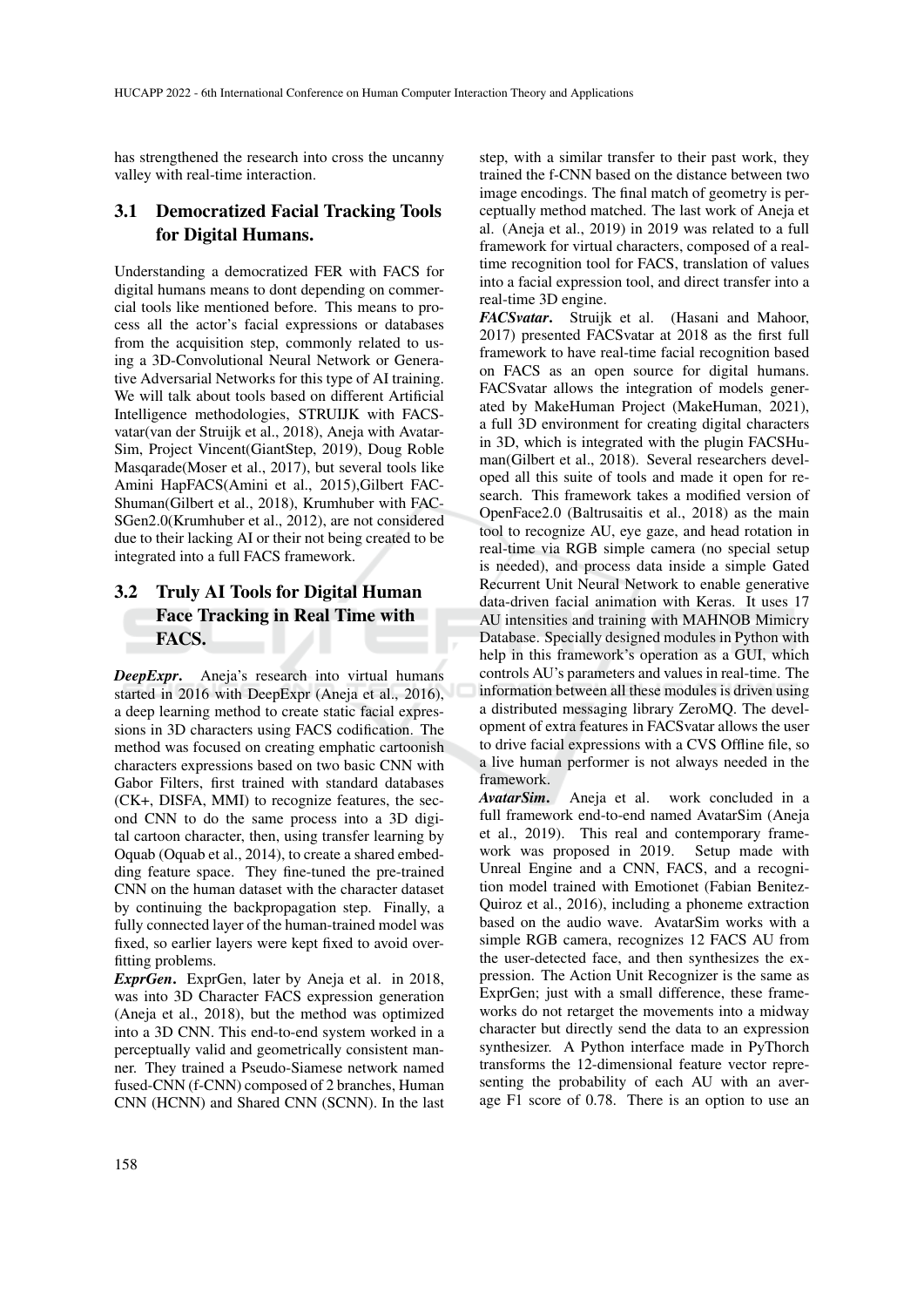has strengthened the research into cross the uncanny valley with real-time interaction.

### 3.1 Democratized Facial Tracking Tools for Digital Humans.

Understanding a democratized FER with FACS for digital humans means to dont depending on commercial tools like mentioned before. This means to process all the actor's facial expressions or databases from the acquisition step, commonly related to using a 3D-Convolutional Neural Network or Generative Adversarial Networks for this type of AI training. We will talk about tools based on different Artificial Intelligence methodologies, STRUIJK with FACSvatar(van der Struijk et al., 2018), Aneja with AvatarSim, Project Vincent(GiantStep, 2019), Doug Roble Masqarade(Moser et al., 2017), but several tools like Amini HapFACS(Amini et al., 2015),Gilbert FACShuman(Gilbert et al., 2018), Krumhuber with FACSGen2.0(Krumhuber et al., 2012), are not considered due to their lacking AI or their not being created to be integrated into a full FACS framework.

### 3.2 Truly AI Tools for Digital Human Face Tracking in Real Time with FACS.

***DeepExpr***. Aneja's research into virtual humans started in 2016 with DeepExpr (Aneja et al., 2016), a deep learning method to create static facial expressions in 3D characters using FACS codification. The method was focused on creating emphatic cartoonish characters expressions based on two basic CNN with Gabor Filters, first trained with standard databases (CK+, DISFA, MMI) to recognize features, the second CNN to do the same process into a 3D digital cartoon character, then, using transfer learning by Oquab (Oquab et al., 2014), to create a shared embedding feature space. They fine-tuned the pre-trained CNN on the human dataset with the character dataset by continuing the backpropagation step. Finally, a fully connected layer of the human-trained model was fixed, so earlier layers were kept fixed to avoid overfitting problems.

***ExprGen***. ExprGen, later by Aneja et al. in 2018, was into 3D Character FACS expression generation (Aneja et al., 2018), but the method was optimized into a 3D CNN. This end-to-end system worked in a perceptually valid and geometrically consistent manner. They trained a Pseudo-Siamese network named fused-CNN (f-CNN) composed of 2 branches, Human CNN (HCNN) and Shared CNN (SCNN). In the last step, with a similar transfer to their past work, they trained the f-CNN based on the distance between two image encodings. The final match of geometry is perceptually method matched. The last work of Aneja et al. (Aneja et al., 2019) in 2019 was related to a full framework for virtual characters, composed of a real-time recognition tool for FACS, translation of values into a facial expression tool, and direct transfer into a real-time 3D engine.

***FACSvatar***. Struijk et al. (Hasani and Mahoor, 2017) presented FACSvatar at 2018 as the first full framework to have real-time facial recognition based on FACS as an open source for digital humans. FACSvatar allows the integration of models generated by MakeHuman Project (MakeHuman, 2021), a full 3D environment for creating digital characters in 3D, which is integrated with the plugin FACSHuman(Gilbert et al., 2018). Several researchers developed all this suite of tools and made it open for research. This framework takes a modified version of OpenFace2.0 (Baltrusaitis et al., 2018) as the main tool to recognize AU, eye gaze, and head rotation in real-time via RGB simple camera (no special setup is needed), and process data inside a simple Gated Recurrent Unit Neural Network to enable generative data-driven facial animation with Keras. It uses 17 AU intensities and training with MAHNOB Mimicry Database. Specially designed modules in Python with help in this framework's operation as a GUI, which controls AU's parameters and values in real-time. The information between all these modules is driven using a distributed messaging library ZeroMQ. The development of extra features in FACSvatar allows the user to drive facial expressions with a CVS Offline file, so a live human performer is not always needed in the framework.

***AvatarSim***. Aneja et al. work concluded in a full framework end-to-end named AvatarSim (Aneja et al., 2019). This real and contemporary framework was proposed in 2019. Setup made with Unreal Engine and a CNN, FACS, and a recognition model trained with Emotionet (Fabian Benitez-Quiroz et al., 2016), including a phoneme extraction based on the audio wave. AvatarSim works with a simple RGB camera, recognizes 12 FACS AU from the user-detected face, and then synthesizes the expression. The Action Unit Recognizer is the same as ExprGen; just with a small difference, these frameworks do not retarget the movements into a midway character but directly send the data to an expression synthesizer. A Python interface made in PyThorch transforms the 12-dimensional feature vector representing the probability of each AU with an average F1 score of 0.78. There is an option to use an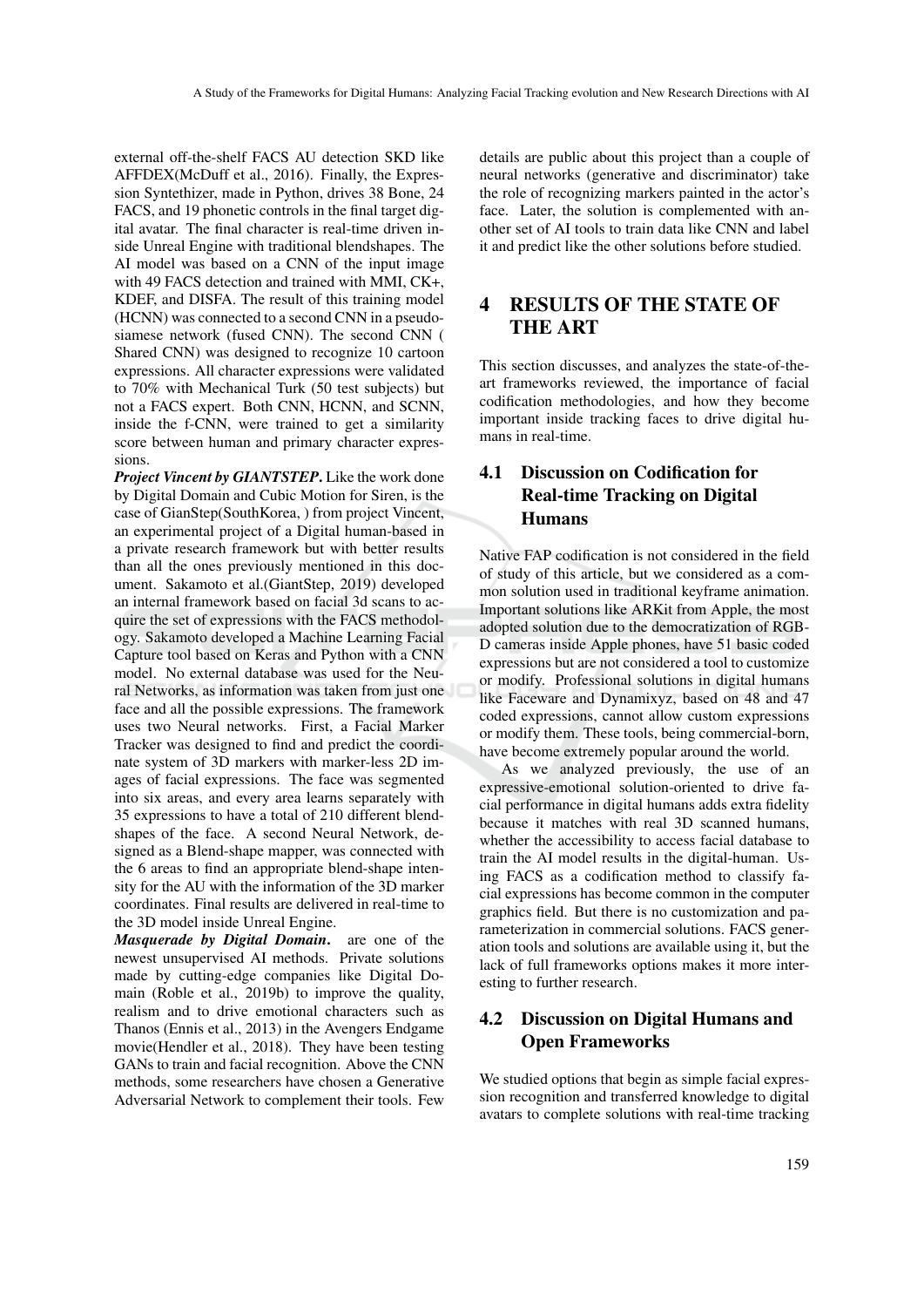external off-the-shelf FACS AU detection SKD like AFFDEX(McDuff et al., 2016). Finally, the Expression Syntethizer, made in Python, drives 38 Bone, 24 FACS, and 19 phonetic controls in the final target digital avatar. The final character is real-time driven inside Unreal Engine with traditional blendshapes. The AI model was based on a CNN of the input image with 49 FACS detection and trained with MMI, CK+, KDEF, and DISFA. The result of this training model (HCNN) was connected to a second CNN in a pseudo-siamese network (fused CNN). The second CNN ( Shared CNN) was designed to recognize 10 cartoon expressions. All character expressions were validated to 70% with Mechanical Turk (50 test subjects) but not a FACS expert. Both CNN, HCNN, and SCNN, inside the f-CNN, were trained to get a similarity score between human and primary character expressions.

***Project Vincent by GIANTSTEP***. Like the work done by Digital Domain and Cubic Motion for Siren, is the case of GianStep(SouthKorea, ) from project Vincent, an experimental project of a Digital human-based in a private research framework but with better results than all the ones previously mentioned in this document. Sakamoto et al.(GiantStep, 2019) developed an internal framework based on facial 3d scans to acquire the set of expressions with the FACS methodology. Sakamoto developed a Machine Learning Facial Capture tool based on Keras and Python with a CNN model. No external database was used for the Neural Networks, as information was taken from just one face and all the possible expressions. The framework uses two Neural networks. First, a Facial Marker Tracker was designed to find and predict the coordinate system of 3D markers with marker-less 2D images of facial expressions. The face was segmented into six areas, and every area learns separately with 35 expressions to have a total of 210 different blendshapes of the face. A second Neural Network, designed as a Blend-shape mapper, was connected with the 6 areas to find an appropriate blend-shape intensity for the AU with the information of the 3D marker coordinates. Final results are delivered in real-time to the 3D model inside Unreal Engine.

***Masquerade by Digital Domain***. are one of the newest unsupervised AI methods. Private solutions made by cutting-edge companies like Digital Domain (Roble et al., 2019b) to improve the quality, realism and to drive emotional characters such as Thanos (Ennis et al., 2013) in the Avengers Endgame movie(Hendler et al., 2018). They have been testing GANs to train and facial recognition. Above the CNN methods, some researchers have chosen a Generative Adversarial Network to complement their tools. Few details are public about this project than a couple of neural networks (generative and discriminator) take the role of recognizing markers painted in the actor's face. Later, the solution is complemented with another set of AI tools to train data like CNN and label it and predict like the other solutions before studied.

# 4 RESULTS OF THE STATE OF THE ART

This section discusses, and analyzes the state-of-the-art frameworks reviewed, the importance of facial codification methodologies, and how they become important inside tracking faces to drive digital humans in real-time.

## 4.1 Discussion on Codification for Real-time Tracking on Digital Humans

Native FAP codification is not considered in the field of study of this article, but we considered as a common solution used in traditional keyframe animation. Important solutions like ARKit from Apple, the most adopted solution due to the democratization of RGB-D cameras inside Apple phones, have 51 basic coded expressions but are not considered a tool to customize or modify. Professional solutions in digital humans like Faceware and Dynamixyz, based on 48 and 47 coded expressions, cannot allow custom expressions or modify them. These tools, being commercial-born, have become extremely popular around the world.

As we analyzed previously, the use of an expressive-emotional solution-oriented to drive facial performance in digital humans adds extra fidelity because it matches with real 3D scanned humans, whether the accessibility to access facial database to train the AI model results in the digital-human. Using FACS as a codification method to classify facial expressions has become common in the computer graphics field. But there is no customization and parameterization in commercial solutions. FACS generation tools and solutions are available using it, but the lack of full frameworks options makes it more interesting to further research.

## 4.2 Discussion on Digital Humans and Open Frameworks

We studied options that begin as simple facial expression recognition and transferred knowledge to digital avatars to complete solutions with real-time tracking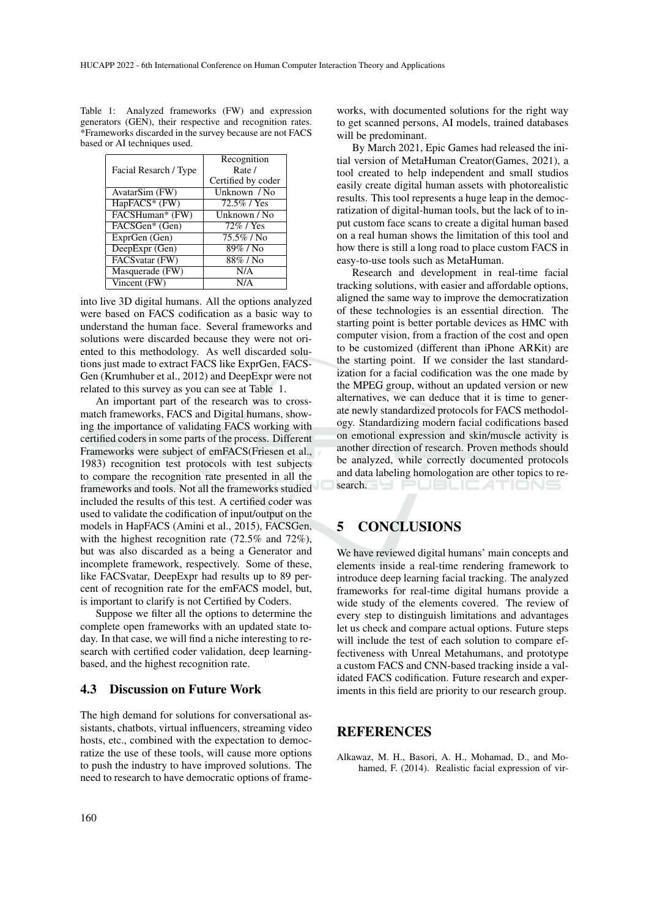Table 1: Analyzed frameworks (FW) and expression generators (GEN), their respective and recognition rates. *Frameworks discarded in the survey because are not FACS based or AI techniques used.

| Facial Resarch / Type | Recognition Rate / Certified by coder |
|---|---|
| AvatarSim (FW) | Unknown / No |
| HapFACS* (FW) | 72.5% / Yes |
| FACSHuman* (FW) | Unknown / No |
| FACSGen* (Gen) | 72% / Yes |
| ExprGen (Gen) | 75.5% / No |
| DeepExpr (Gen) | 89% / No |
| FACSvatar (FW) | 88% / No |
| Masquerade (FW) | N/A |
| Vincent (FW) | N/A |

into live 3D digital humans. All the options analyzed were based on FACS codification as a basic way to understand the human face. Several frameworks and solutions were discarded because they were not oriented to this methodology. As well discarded solutions just made to extract FACS like ExprGen, FACSGen (Krumhuber et al., 2012) and DeepExpr were not related to this survey as you can see at Table 1.

An important part of the research was to cross-match frameworks, FACS and Digital humans, showing the importance of validating FACS working with certified coders in some parts of the process. Different Frameworks were subject of emFACS(Friesen et al., 1983) recognition test protocols with test subjects to compare the recognition rate presented in all the frameworks and tools. Not all the frameworks studied included the results of this test. A certified coder was used to validate the codification of input/output on the models in HapFACS (Amini et al., 2015), FACSGen, with the highest recognition rate (72.5% and 72%), but was also discarded as a being a Generator and incomplete framework, respectively. Some of these, like FACSvatar, DeepExpr had results up to 89 percent of recognition rate for the emFACS model, but, is important to clarify is not Certified by Coders.

Suppose we filter all the options to determine the complete open frameworks with an updated state today. In that case, we will find a niche interesting to research with certified coder validation, deep learning-based, and the highest recognition rate.

### 4.3 Discussion on Future Work

The high demand for solutions for conversational assistants, chatbots, virtual influencers, streaming video hosts, etc., combined with the expectation to democratize the use of these tools, will cause more options to push the industry to have improved solutions. The need to research to have democratic options of frameworks, with documented solutions for the right way to get scanned persons, AI models, trained databases will be predominant.

By March 2021, Epic Games had released the initial version of MetaHuman Creator(Games, 2021), a tool created to help independent and small studios easily create digital human assets with photorealistic results. This tool represents a huge leap in the democratization of digital-human tools, but the lack of to input custom face scans to create a digital human based on a real human shows the limitation of this tool and how there is still a long road to place custom FACS in easy-to-use tools such as MetaHuman.

Research and development in real-time facial tracking solutions, with easier and affordable options, aligned the same way to improve the democratization of these technologies is an essential direction. The starting point is better portable devices as HMC with computer vision, from a fraction of the cost and open to be customized (different than iPhone ARKit) are the starting point. If we consider the last standardization for a facial codification was the one made by the MPEG group, without an updated version or new alternatives, we can deduce that it is time to generate newly standardized protocols for FACS methodology. Standardizing modern facial codifications based on emotional expression and skin/muscle activity is another direction of research. Proven methods should be analyzed, while correctly documented protocols and data labeling homologation are other topics to research.

## 5 CONCLUSIONS

We have reviewed digital humans' main concepts and elements inside a real-time rendering framework to introduce deep learning facial tracking. The analyzed frameworks for real-time digital humans provide a wide study of the elements covered. The review of every step to distinguish limitations and advantages let us check and compare actual options. Future steps will include the test of each solution to compare effectiveness with Unreal Metahumans, and prototype a custom FACS and CNN-based tracking inside a validated FACS codification. Future research and experiments in this field are priority to our research group.

## REFERENCES

Alkawaz, M. H., Basori, A. H., Mohamad, D., and Mohamed, F. (2014). Realistic facial expression of vir-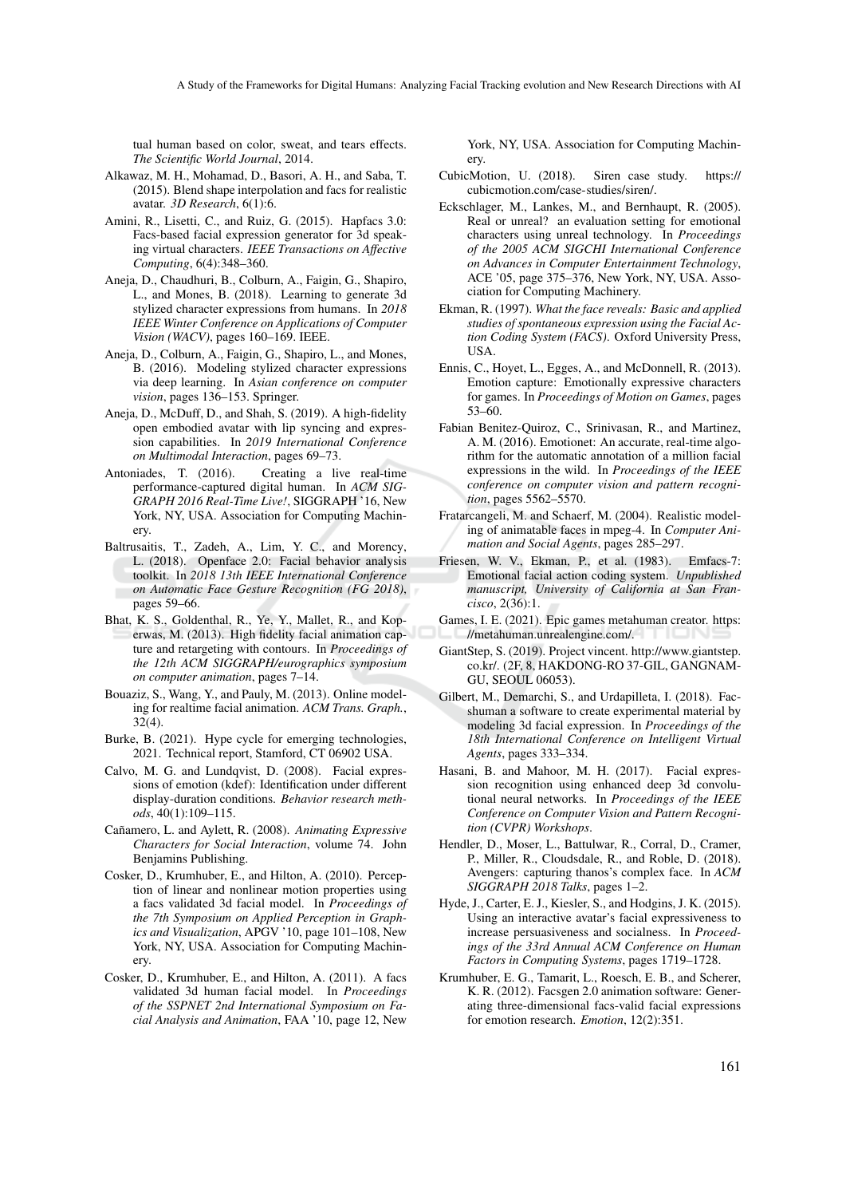tual human based on color, sweat, and tears effects. *The Scientific World Journal*, 2014.

Alkawaz, M. H., Mohamad, D., Basori, A. H., and Saba, T. (2015). Blend shape interpolation and facs for realistic avatar. *3D Research*, 6(1):6.

Amini, R., Lisetti, C., and Ruiz, G. (2015). Hapfacs 3.0: Facs-based facial expression generator for 3d speaking virtual characters. *IEEE Transactions on Affective Computing*, 6(4):348–360.

Aneja, D., Chaudhuri, B., Colburn, A., Faigin, G., Shapiro, L., and Mones, B. (2018). Learning to generate 3d stylized character expressions from humans. In *2018 IEEE Winter Conference on Applications of Computer Vision (WACV)*, pages 160–169. IEEE.

Aneja, D., Colburn, A., Faigin, G., Shapiro, L., and Mones, B. (2016). Modeling stylized character expressions via deep learning. In *Asian conference on computer vision*, pages 136–153. Springer.

Aneja, D., McDuff, D., and Shah, S. (2019). A high-fidelity open embodied avatar with lip syncing and expression capabilities. In *2019 International Conference on Multimodal Interaction*, pages 69–73.

Antoniades, T. (2016). Creating a live real-time performance-captured digital human. In *ACM SIGGRAPH 2016 Real-Time Live!*, SIGGRAPH '16, New York, NY, USA. Association for Computing Machinery.

Baltrusaitis, T., Zadeh, A., Lim, Y. C., and Morency, L. (2018). Openface 2.0: Facial behavior analysis toolkit. In *2018 13th IEEE International Conference on Automatic Face Gesture Recognition (FG 2018)*, pages 59–66.

Bhat, K. S., Goldenthal, R., Ye, Y., Mallet, R., and Koperwas, M. (2013). High fidelity facial animation capture and retargeting with contours. In *Proceedings of the 12th ACM SIGGRAPH/eurographics symposium on computer animation*, pages 7–14.

Bouaziz, S., Wang, Y., and Pauly, M. (2013). Online modeling for realtime facial animation. *ACM Trans. Graph.*, 32(4).

Burke, B. (2021). Hype cycle for emerging technologies, 2021. Technical report, Stamford, CT 06902 USA.

Calvo, M. G. and Lundqvist, D. (2008). Facial expressions of emotion (kdef): Identification under different display-duration conditions. *Behavior research methods*, 40(1):109–115.

Cañamero, L. and Aylett, R. (2008). *Animating Expressive Characters for Social Interaction*, volume 74. John Benjamins Publishing.

Cosker, D., Krumhuber, E., and Hilton, A. (2010). Perception of linear and nonlinear motion properties using a facs validated 3d facial model. In *Proceedings of the 7th Symposium on Applied Perception in Graphics and Visualization*, APGV '10, page 101–108, New York, NY, USA. Association for Computing Machinery.

Cosker, D., Krumhuber, E., and Hilton, A. (2011). A facs validated 3d human facial model. In *Proceedings of the SSPNET 2nd International Symposium on Facial Analysis and Animation*, FAA '10, page 12, New York, NY, USA. Association for Computing Machinery.

CubicMotion, U. (2018). Siren case study. https://cubicmotion.com/case-studies/siren/.

Eckschlager, M., Lankes, M., and Bernhaupt, R. (2005). Real or unreal? an evaluation setting for emotional characters using unreal technology. In *Proceedings of the 2005 ACM SIGCHI International Conference on Advances in Computer Entertainment Technology*, ACE '05, page 375–376, New York, NY, USA. Association for Computing Machinery.

Ekman, R. (1997). *What the face reveals: Basic and applied studies of spontaneous expression using the Facial Action Coding System (FACS)*. Oxford University Press, USA.

Ennis, C., Hoyet, L., Egges, A., and McDonnell, R. (2013). Emotion capture: Emotionally expressive characters for games. In *Proceedings of Motion on Games*, pages 53–60.

Fabian Benitez-Quiroz, C., Srinivasan, R., and Martinez, A. M. (2016). Emotionet: An accurate, real-time algorithm for the automatic annotation of a million facial expressions in the wild. In *Proceedings of the IEEE conference on computer vision and pattern recognition*, pages 5562–5570.

Fratarcangeli, M. and Schaerf, M. (2004). Realistic modeling of animatable faces in mpeg-4. In *Computer Animation and Social Agents*, pages 285–297.

Friesen, W. V., Ekman, P., et al. (1983). Emfacs-7: Emotional facial action coding system. *Unpublished manuscript, University of California at San Francisco*, 2(36):1.

Games, I. E. (2021). Epic games metahuman creator. https://metahuman.unrealengine.com/.

GiantStep, S. (2019). Project vincent. http://www.giantstep.co.kr/. (2F, 8, HAKDONG-RO 37-GIL, GANGNAM-GU, SEOUL 06053).

Gilbert, M., Demarchi, S., and Urdapilleta, I. (2018). Facshuman a software to create experimental material by modeling 3d facial expression. In *Proceedings of the 18th International Conference on Intelligent Virtual Agents*, pages 333–334.

Hasani, B. and Mahoor, M. H. (2017). Facial expression recognition using enhanced deep 3d convolutional neural networks. In *Proceedings of the IEEE Conference on Computer Vision and Pattern Recognition (CVPR) Workshops*.

Hendler, D., Moser, L., Battulwar, R., Corral, D., Cramer, P., Miller, R., Cloudsdale, R., and Roble, D. (2018). Avengers: capturing thanos's complex face. In *ACM SIGGRAPH 2018 Talks*, pages 1–2.

Hyde, J., Carter, E. J., Kiesler, S., and Hodgins, J. K. (2015). Using an interactive avatar's facial expressiveness to increase persuasiveness and socialness. In *Proceedings of the 33rd Annual ACM Conference on Human Factors in Computing Systems*, pages 1719–1728.

Krumhuber, E. G., Tamarit, L., Roesch, E. B., and Scherer, K. R. (2012). Facsgen 2.0 animation software: Generating three-dimensional facs-valid facial expressions for emotion research. *Emotion*, 12(2):351.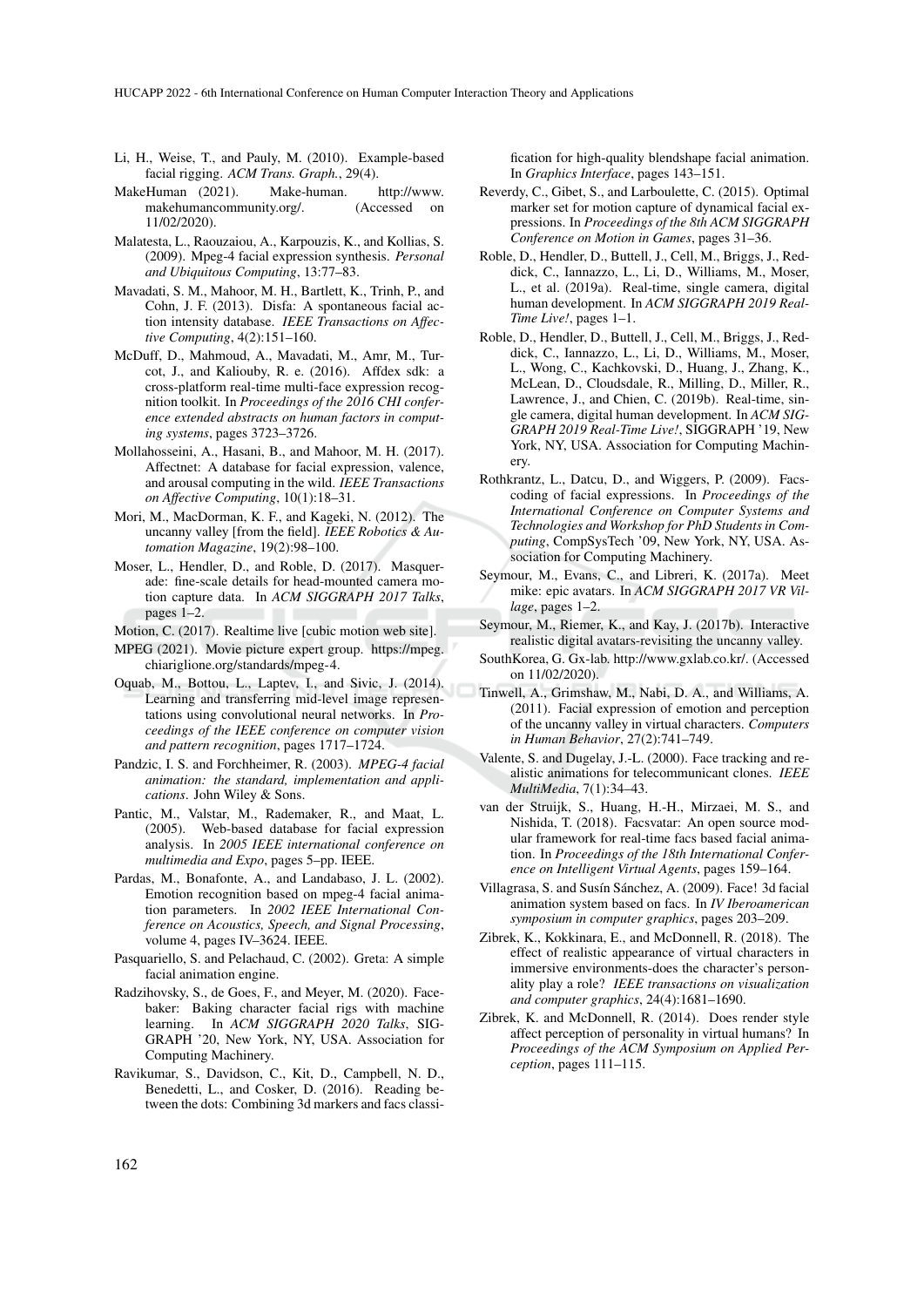Li, H., Weise, T., and Pauly, M. (2010). Example-based facial rigging. *ACM Trans. Graph.*, 29(4).

MakeHuman (2021). Make-human. http://www.makehumancommunity.org/. (Accessed on 11/02/2020).

Malatesta, L., Raouzaiou, A., Karpouzis, K., and Kollias, S. (2009). Mpeg-4 facial expression synthesis. *Personal and Ubiquitous Computing*, 13:77–83.

Mavadati, S. M., Mahoor, M. H., Bartlett, K., Trinh, P., and Cohn, J. F. (2013). Disfa: A spontaneous facial action intensity database. *IEEE Transactions on Affective Computing*, 4(2):151–160.

McDuff, D., Mahmoud, A., Mavadati, M., Amr, M., Turcot, J., and Kaliouby, R. e. (2016). Affdex sdk: a cross-platform real-time multi-face expression recognition toolkit. In *Proceedings of the 2016 CHI conference extended abstracts on human factors in computing systems*, pages 3723–3726.

Mollahosseini, A., Hasani, B., and Mahoor, M. H. (2017). Affectnet: A database for facial expression, valence, and arousal computing in the wild. *IEEE Transactions on Affective Computing*, 10(1):18–31.

Mori, M., MacDorman, K. F., and Kageki, N. (2012). The uncanny valley [from the field]. *IEEE Robotics & Automation Magazine*, 19(2):98–100.

Moser, L., Hendler, D., and Roble, D. (2017). Masquerade: fine-scale details for head-mounted camera motion capture data. In *ACM SIGGRAPH 2017 Talks*, pages 1–2.

Motion, C. (2017). Realtime live [cubic motion web site].

MPEG (2021). Movie picture expert group. https://mpeg.chiariglione.org/standards/mpeg-4.

Oquab, M., Bottou, L., Laptev, I., and Sivic, J. (2014). Learning and transferring mid-level image representations using convolutional neural networks. In *Proceedings of the IEEE conference on computer vision and pattern recognition*, pages 1717–1724.

Pandzic, I. S. and Forchheimer, R. (2003). *MPEG-4 facial animation: the standard, implementation and applications*. John Wiley & Sons.

Pantic, M., Valstar, M., Rademaker, R., and Maat, L. (2005). Web-based database for facial expression analysis. In *2005 IEEE international conference on multimedia and Expo*, pages 5–pp. IEEE.

Pardas, M., Bonafonte, A., and Landabaso, J. L. (2002). Emotion recognition based on mpeg-4 facial animation parameters. In *2002 IEEE International Conference on Acoustics, Speech, and Signal Processing*, volume 4, pages IV–3624. IEEE.

Pasquariello, S. and Pelachaud, C. (2002). Greta: A simple facial animation engine.

Radzihovsky, S., de Goes, F., and Meyer, M. (2020). Facebaker: Baking character facial rigs with machine learning. In *ACM SIGGRAPH 2020 Talks*, SIGGRAPH '20, New York, NY, USA. Association for Computing Machinery.

Ravikumar, S., Davidson, C., Kit, D., Campbell, N. D., Benedetti, L., and Cosker, D. (2016). Reading between the dots: Combining 3d markers and facs classification for high-quality blendshape facial animation. In *Graphics Interface*, pages 143–151.

Reverdy, C., Gibet, S., and Larboulette, C. (2015). Optimal marker set for motion capture of dynamical facial expressions. In *Proceedings of the 8th ACM SIGGRAPH Conference on Motion in Games*, pages 31–36.

Roble, D., Hendler, D., Buttell, J., Cell, M., Briggs, J., Reddick, C., Iannazzo, L., Li, D., Williams, M., Moser, L., et al. (2019a). Real-time, single camera, digital human development. In *ACM SIGGRAPH 2019 Real-Time Live!*, pages 1–1.

Roble, D., Hendler, D., Buttell, J., Cell, M., Briggs, J., Reddick, C., Iannazzo, L., Li, D., Williams, M., Moser, L., Wong, C., Kachkovski, D., Huang, J., Zhang, K., McLean, D., Cloudsdale, R., Milling, D., Miller, R., Lawrence, J., and Chien, C. (2019b). Real-time, single camera, digital human development. In *ACM SIGGRAPH 2019 Real-Time Live!*, SIGGRAPH '19, New York, NY, USA. Association for Computing Machinery.

Rothkrantz, L., Datcu, D., and Wiggers, P. (2009). Facs-coding of facial expressions. In *Proceedings of the International Conference on Computer Systems and Technologies and Workshop for PhD Students in Computing*, CompSysTech '09, New York, NY, USA. Association for Computing Machinery.

Seymour, M., Evans, C., and Libreri, K. (2017a). Meet mike: epic avatars. In *ACM SIGGRAPH 2017 VR Village*, pages 1–2.

Seymour, M., Riemer, K., and Kay, J. (2017b). Interactive realistic digital avatars-revisiting the uncanny valley.

SouthKorea, G. Gx-lab. http://www.gxlab.co.kr/. (Accessed on 11/02/2020).

Tinwell, A., Grimshaw, M., Nabi, D. A., and Williams, A. (2011). Facial expression of emotion and perception of the uncanny valley in virtual characters. *Computers in Human Behavior*, 27(2):741–749.

Valente, S. and Dugelay, J.-L. (2000). Face tracking and realistic animations for telecommunicant clones. *IEEE MultiMedia*, 7(1):34–43.

van der Struijk, S., Huang, H.-H., Mirzaei, M. S., and Nishida, T. (2018). Facsvatar: An open source modular framework for real-time facs based facial animation. In *Proceedings of the 18th International Conference on Intelligent Virtual Agents*, pages 159–164.

Villagrasa, S. and Susín Sánchez, A. (2009). Face! 3d facial animation system based on facs. In *IV Iberoamerican symposium in computer graphics*, pages 203–209.

Zibrek, K., Kokkinara, E., and McDonnell, R. (2018). The effect of realistic appearance of virtual characters in immersive environments-does the character's personality play a role? *IEEE transactions on visualization and computer graphics*, 24(4):1681–1690.

Zibrek, K. and McDonnell, R. (2014). Does render style affect perception of personality in virtual humans? In *Proceedings of the ACM Symposium on Applied Perception*, pages 111–115.